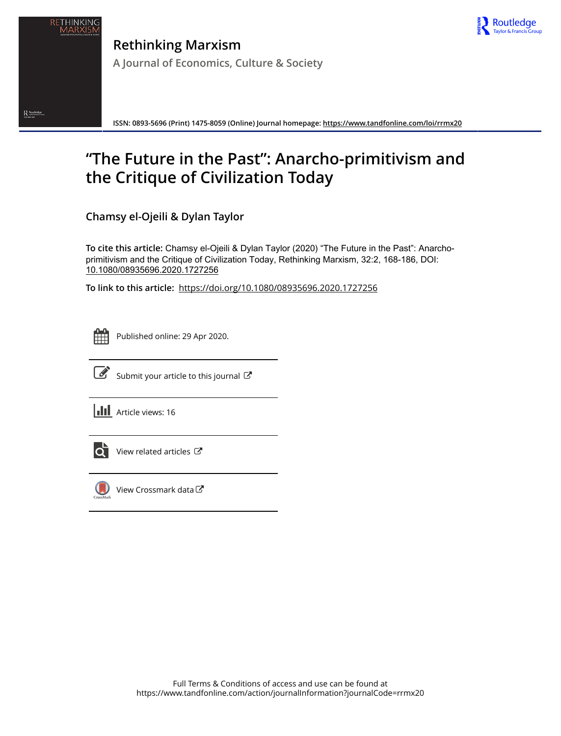# Rethinking Marxism

A Journal of Economics, Culture & Society

ISSN: 0893-5696 (Print) 1475-8059 (Online) Journal homepage: https://www.tandfonline.com/loi/rrmx20

# "The Future in the Past": Anarcho-primitivism and the Critique of Civilization Today

**Chamsy el-Ojeili & Dylan Taylor**

**To cite this article:** Chamsy el-Ojeili & Dylan Taylor (2020) "The Future in the Past": Anarcho-primitivism and the Critique of Civilization Today, Rethinking Marxism, 32:2, 168-186, DOI: 10.1080/08935696.2020.1727256

**To link to this article:** https://doi.org/10.1080/08935696.2020.1727256

Published online: 29 Apr 2020.

Submit your article to this journal

Article views: 16

View related articles

View Crossmark data

Full Terms & Conditions of access and use can be found at
https://www.tandfonline.com/action/journalInformation?journalCode=rrmx20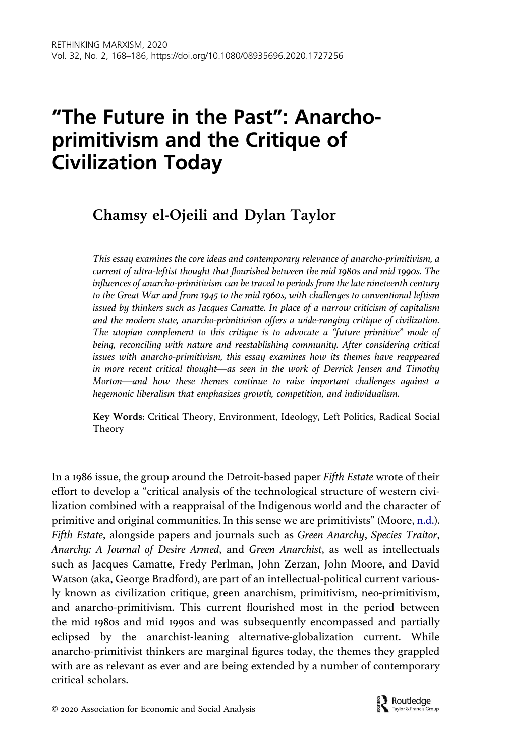# "The Future in the Past": Anarcho-primitivism and the Critique of Civilization Today

## Chamsy el-Ojeili and Dylan Taylor

*This essay examines the core ideas and contemporary relevance of anarcho-primitivism, a current of ultra-leftist thought that flourished between the mid 1980s and mid 1990s. The influences of anarcho-primitivism can be traced to periods from the late nineteenth century to the Great War and from 1945 to the mid 1960s, with challenges to conventional leftism issued by thinkers such as Jacques Camatte. In place of a narrow criticism of capitalism and the modern state, anarcho-primitivism offers a wide-ranging critique of civilization. The utopian complement to this critique is to advocate a "future primitive" mode of being, reconciling with nature and reestablishing community. After considering critical issues with anarcho-primitivism, this essay examines how its themes have reappeared in more recent critical thought—as seen in the work of Derrick Jensen and Timothy Morton—and how these themes continue to raise important challenges against a hegemonic liberalism that emphasizes growth, competition, and individualism.*

**Key Words:** Critical Theory, Environment, Ideology, Left Politics, Radical Social Theory

In a 1986 issue, the group around the Detroit-based paper *Fifth Estate* wrote of their effort to develop a "critical analysis of the technological structure of western civilization combined with a reappraisal of the Indigenous world and the character of primitive and original communities. In this sense we are primitivists" (Moore, n.d.). *Fifth Estate*, alongside papers and journals such as *Green Anarchy*, *Species Traitor*, *Anarchy: A Journal of Desire Armed*, and *Green Anarchist*, as well as intellectuals such as Jacques Camatte, Fredy Perlman, John Zerzan, John Moore, and David Watson (aka, George Bradford), are part of an intellectual-political current variously known as civilization critique, green anarchism, primitivism, neo-primitivism, and anarcho-primitivism. This current flourished most in the period between the mid 1980s and mid 1990s and was subsequently encompassed and partially eclipsed by the anarchist-leaning alternative-globalization current. While anarcho-primitivist thinkers are marginal figures today, the themes they grappled with are as relevant as ever and are being extended by a number of contemporary critical scholars.

© 2020 Association for Economic and Social Analysis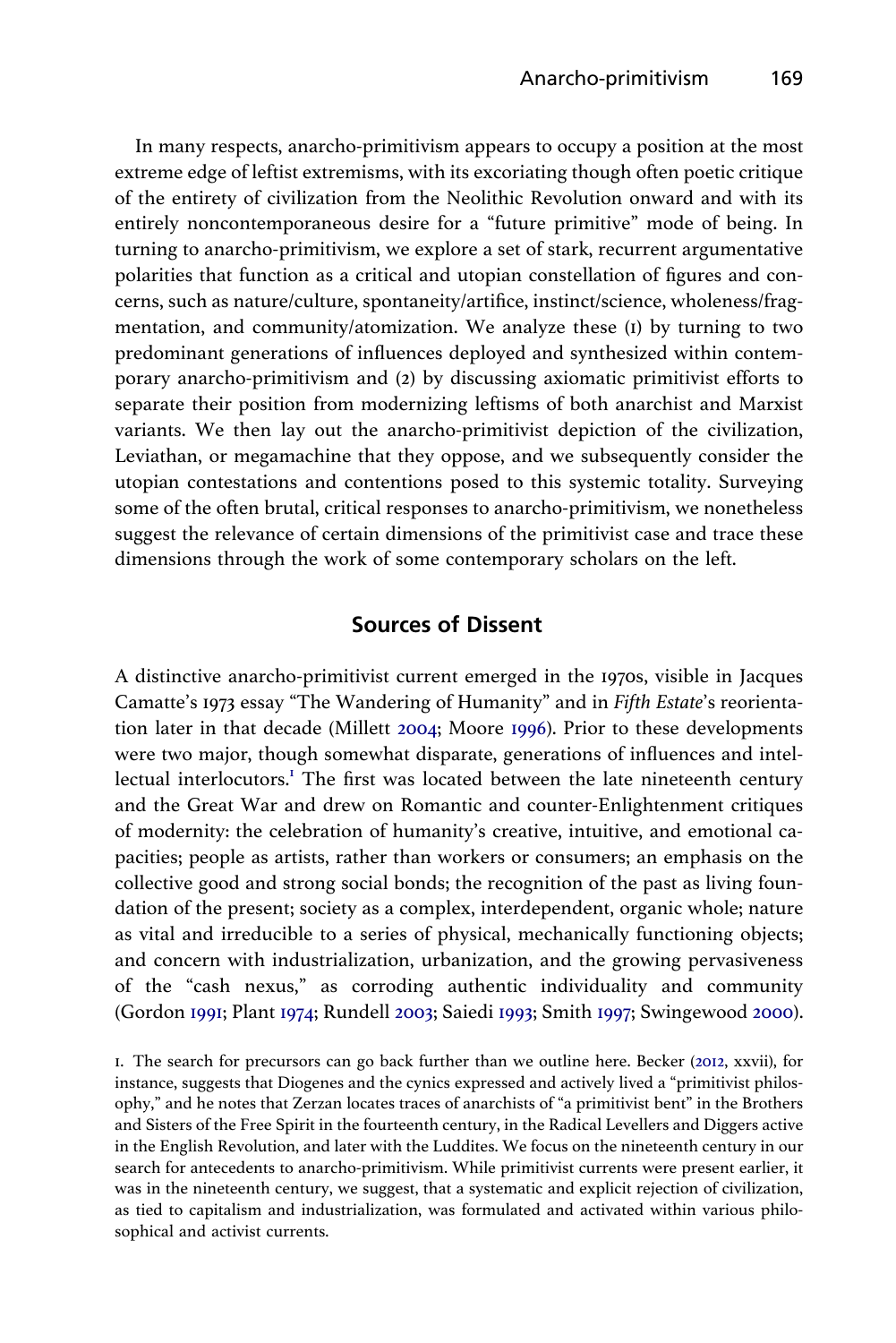In many respects, anarcho-primitivism appears to occupy a position at the most extreme edge of leftist extremisms, with its excoriating though often poetic critique of the entirety of civilization from the Neolithic Revolution onward and with its entirely noncontemporaneous desire for a "future primitive" mode of being. In turning to anarcho-primitivism, we explore a set of stark, recurrent argumentative polarities that function as a critical and utopian constellation of figures and concerns, such as nature/culture, spontaneity/artifice, instinct/science, wholeness/fragmentation, and community/atomization. We analyze these (1) by turning to two predominant generations of influences deployed and synthesized within contemporary anarcho-primitivism and (2) by discussing axiomatic primitivist efforts to separate their position from modernizing leftisms of both anarchist and Marxist variants. We then lay out the anarcho-primitivist depiction of the civilization, Leviathan, or megamachine that they oppose, and we subsequently consider the utopian contestations and contentions posed to this systemic totality. Surveying some of the often brutal, critical responses to anarcho-primitivism, we nonetheless suggest the relevance of certain dimensions of the primitivist case and trace these dimensions through the work of some contemporary scholars on the left.

## Sources of Dissent

A distinctive anarcho-primitivist current emerged in the 1970s, visible in Jacques Camatte's 1973 essay "The Wandering of Humanity" and in *Fifth Estate*'s reorientation later in that decade (Millett 2004; Moore 1996). Prior to these developments were two major, though somewhat disparate, generations of influences and intellectual interlocutors.[1] The first was located between the late nineteenth century and the Great War and drew on Romantic and counter-Enlightenment critiques of modernity: the celebration of humanity's creative, intuitive, and emotional capacities; people as artists, rather than workers or consumers; an emphasis on the collective good and strong social bonds; the recognition of the past as living foundation of the present; society as a complex, interdependent, organic whole; nature as vital and irreducible to a series of physical, mechanically functioning objects; and concern with industrialization, urbanization, and the growing pervasiveness of the "cash nexus," as corroding authentic individuality and community (Gordon 1991; Plant 1974; Rundell 2003; Saiedi 1993; Smith 1997; Swingewood 2000).

1. The search for precursors can go back further than we outline here. Becker (2012, xxvii), for instance, suggests that Diogenes and the cynics expressed and actively lived a "primitivist philosophy," and he notes that Zerzan locates traces of anarchists of "a primitivist bent" in the Brothers and Sisters of the Free Spirit in the fourteenth century, in the Radical Levellers and Diggers active in the English Revolution, and later with the Luddites. We focus on the nineteenth century in our search for antecedents to anarcho-primitivism. While primitivist currents were present earlier, it was in the nineteenth century, we suggest, that a systematic and explicit rejection of civilization, as tied to capitalism and industrialization, was formulated and activated within various philosophical and activist currents.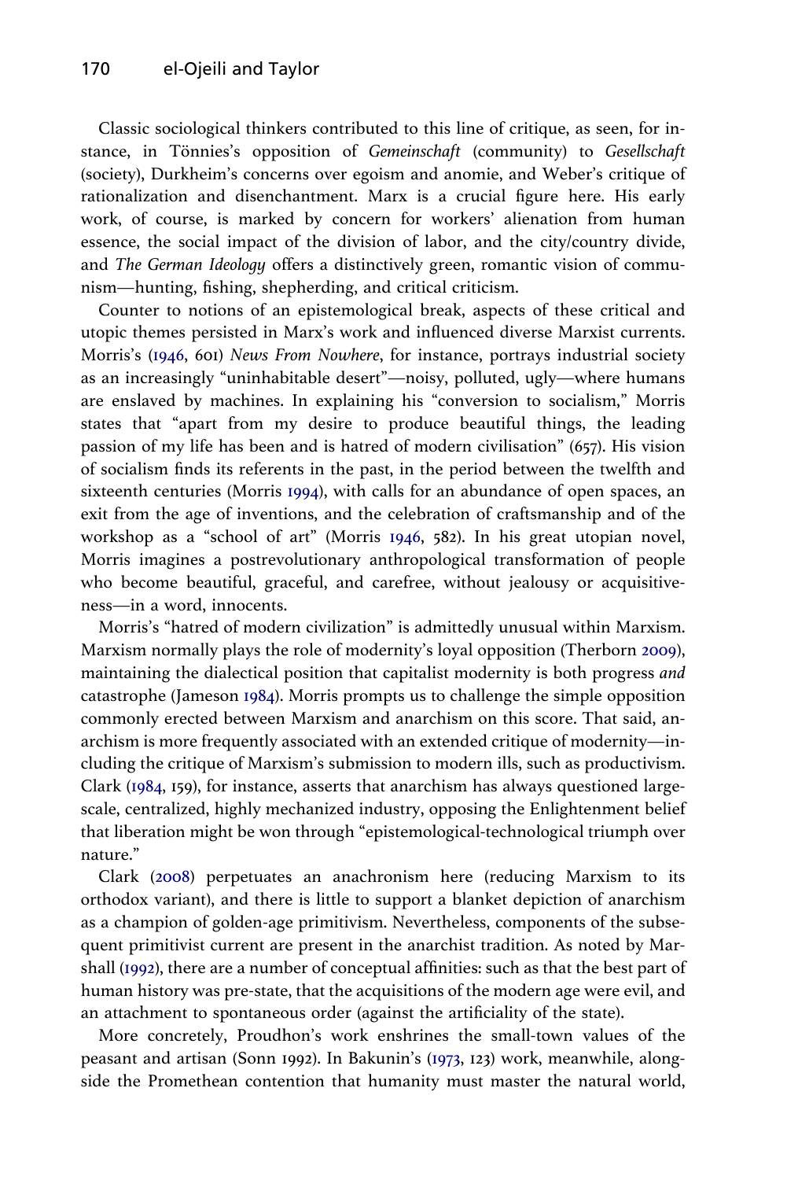Classic sociological thinkers contributed to this line of critique, as seen, for instance, in Tönnies's opposition of *Gemeinschaft* (community) to *Gesellschaft* (society), Durkheim's concerns over egoism and anomie, and Weber's critique of rationalization and disenchantment. Marx is a crucial figure here. His early work, of course, is marked by concern for workers' alienation from human essence, the social impact of the division of labor, and the city/country divide, and *The German Ideology* offers a distinctively green, romantic vision of communism—hunting, fishing, shepherding, and critical criticism.

Counter to notions of an epistemological break, aspects of these critical and utopic themes persisted in Marx's work and influenced diverse Marxist currents. Morris's (1946, 601) *News From Nowhere*, for instance, portrays industrial society as an increasingly "uninhabitable desert"—noisy, polluted, ugly—where humans are enslaved by machines. In explaining his "conversion to socialism," Morris states that "apart from my desire to produce beautiful things, the leading passion of my life has been and is hatred of modern civilisation" (657). His vision of socialism finds its referents in the past, in the period between the twelfth and sixteenth centuries (Morris 1994), with calls for an abundance of open spaces, an exit from the age of inventions, and the celebration of craftsmanship and of the workshop as a "school of art" (Morris 1946, 582). In his great utopian novel, Morris imagines a postrevolutionary anthropological transformation of people who become beautiful, graceful, and carefree, without jealousy or acquisitiveness—in a word, innocents.

Morris's "hatred of modern civilization" is admittedly unusual within Marxism. Marxism normally plays the role of modernity's loyal opposition (Therborn 2009), maintaining the dialectical position that capitalist modernity is both progress *and* catastrophe (Jameson 1984). Morris prompts us to challenge the simple opposition commonly erected between Marxism and anarchism on this score. That said, anarchism is more frequently associated with an extended critique of modernity—including the critique of Marxism's submission to modern ills, such as productivism. Clark (1984, 159), for instance, asserts that anarchism has always questioned large-scale, centralized, highly mechanized industry, opposing the Enlightenment belief that liberation might be won through "epistemological-technological triumph over nature."

Clark (2008) perpetuates an anachronism here (reducing Marxism to its orthodox variant), and there is little to support a blanket depiction of anarchism as a champion of golden-age primitivism. Nevertheless, components of the subsequent primitivist current are present in the anarchist tradition. As noted by Marshall (1992), there are a number of conceptual affinities: such as that the best part of human history was pre-state, that the acquisitions of the modern age were evil, and an attachment to spontaneous order (against the artificiality of the state).

More concretely, Proudhon's work enshrines the small-town values of the peasant and artisan (Sonn 1992). In Bakunin's (1973, 123) work, meanwhile, alongside the Promethean contention that humanity must master the natural world,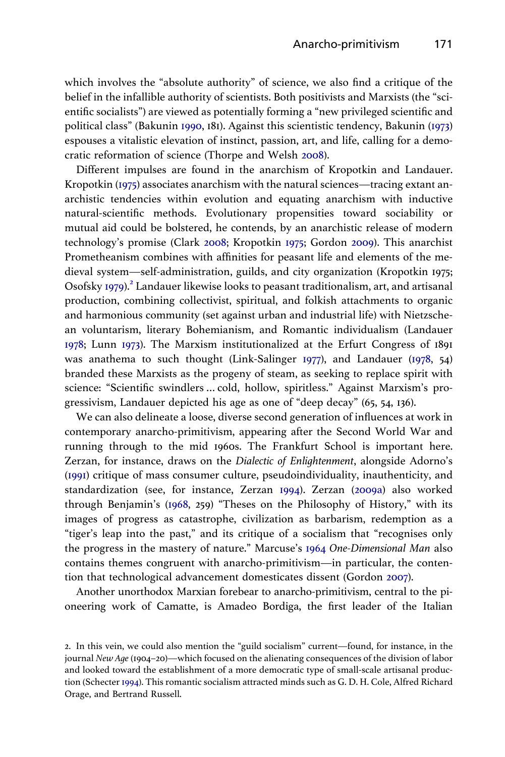which involves the "absolute authority" of science, we also find a critique of the belief in the infallible authority of scientists. Both positivists and Marxists (the "scientific socialists") are viewed as potentially forming a "new privileged scientific and political class" (Bakunin 1990, 181). Against this scientistic tendency, Bakunin (1973) espouses a vitalistic elevation of instinct, passion, art, and life, calling for a democratic reformation of science (Thorpe and Welsh 2008).

Different impulses are found in the anarchism of Kropotkin and Landauer. Kropotkin (1975) associates anarchism with the natural sciences—tracing extant anarchistic tendencies within evolution and equating anarchism with inductive natural-scientific methods. Evolutionary propensities toward sociability or mutual aid could be bolstered, he contends, by an anarchistic release of modern technology's promise (Clark 2008; Kropotkin 1975; Gordon 2009). This anarchist Prometheanism combines with affinities for peasant life and elements of the medieval system—self-administration, guilds, and city organization (Kropotkin 1975; Osofsky 1979).[2] Landauer likewise looks to peasant traditionalism, art, and artisanal production, combining collectivist, spiritual, and folkish attachments to organic and harmonious community (set against urban and industrial life) with Nietzschean voluntarism, literary Bohemianism, and Romantic individualism (Landauer 1978; Lunn 1973). The Marxism institutionalized at the Erfurt Congress of 1891 was anathema to such thought (Link-Salinger 1977), and Landauer (1978, 54) branded these Marxists as the progeny of steam, as seeking to replace spirit with science: "Scientific swindlers ... cold, hollow, spiritless." Against Marxism's progressivism, Landauer depicted his age as one of "deep decay" (65, 54, 136).

We can also delineate a loose, diverse second generation of influences at work in contemporary anarcho-primitivism, appearing after the Second World War and running through to the mid 1960s. The Frankfurt School is important here. Zerzan, for instance, draws on the *Dialectic of Enlightenment*, alongside Adorno's (1991) critique of mass consumer culture, pseudoindividuality, inauthenticity, and standardization (see, for instance, Zerzan 1994). Zerzan (2009a) also worked through Benjamin's (1968, 259) "Theses on the Philosophy of History," with its images of progress as catastrophe, civilization as barbarism, redemption as a "tiger's leap into the past," and its critique of a socialism that "recognises only the progress in the mastery of nature." Marcuse's 1964 *One-Dimensional Man* also contains themes congruent with anarcho-primitivism—in particular, the contention that technological advancement domesticates dissent (Gordon 2007).

Another unorthodox Marxian forebear to anarcho-primitivism, central to the pioneering work of Camatte, is Amadeo Bordiga, the first leader of the Italian

2. In this vein, we could also mention the "guild socialism" current—found, for instance, in the journal *New Age* (1904–20)—which focused on the alienating consequences of the division of labor and looked toward the establishment of a more democratic type of small-scale artisanal production (Schecter 1994). This romantic socialism attracted minds such as G. D. H. Cole, Alfred Richard Orage, and Bertrand Russell.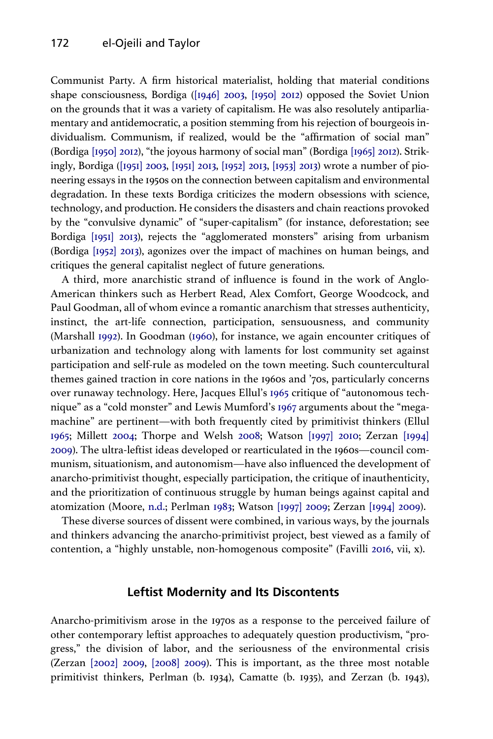Communist Party. A firm historical materialist, holding that material conditions shape consciousness, Bordiga ([1946] 2003, [1950] 2012) opposed the Soviet Union on the grounds that it was a variety of capitalism. He was also resolutely antiparliamentary and antidemocratic, a position stemming from his rejection of bourgeois individualism. Communism, if realized, would be the "affirmation of social man" (Bordiga [1950] 2012), "the joyous harmony of social man" (Bordiga [1965] 2012). Strikingly, Bordiga ([1951] 2003, [1951] 2013, [1952] 2013, [1953] 2013) wrote a number of pioneering essays in the 1950s on the connection between capitalism and environmental degradation. In these texts Bordiga criticizes the modern obsessions with science, technology, and production. He considers the disasters and chain reactions provoked by the "convulsive dynamic" of "super-capitalism" (for instance, deforestation; see Bordiga [1951] 2013), rejects the "agglomerated monsters" arising from urbanism (Bordiga [1952] 2013), agonizes over the impact of machines on human beings, and critiques the general capitalist neglect of future generations.

A third, more anarchistic strand of influence is found in the work of Anglo-American thinkers such as Herbert Read, Alex Comfort, George Woodcock, and Paul Goodman, all of whom evince a romantic anarchism that stresses authenticity, instinct, the art-life connection, participation, sensuousness, and community (Marshall 1992). In Goodman (1960), for instance, we again encounter critiques of urbanization and technology along with laments for lost community set against participation and self-rule as modeled on the town meeting. Such countercultural themes gained traction in core nations in the 1960s and '70s, particularly concerns over runaway technology. Here, Jacques Ellul's 1965 critique of "autonomous technique" as a "cold monster" and Lewis Mumford's 1967 arguments about the "megamachine" are pertinent—with both frequently cited by primitivist thinkers (Ellul 1965; Millett 2004; Thorpe and Welsh 2008; Watson [1997] 2010; Zerzan [1994] 2009). The ultra-leftist ideas developed or rearticulated in the 1960s—council communism, situationism, and autonomism—have also influenced the development of anarcho-primitivist thought, especially participation, the critique of inauthenticity, and the prioritization of continuous struggle by human beings against capital and atomization (Moore, n.d.; Perlman 1983; Watson [1997] 2009; Zerzan [1994] 2009).

These diverse sources of dissent were combined, in various ways, by the journals and thinkers advancing the anarcho-primitivist project, best viewed as a family of contention, a "highly unstable, non-homogenous composite" (Favilli 2016, vii, x).

## Leftist Modernity and Its Discontents

Anarcho-primitivism arose in the 1970s as a response to the perceived failure of other contemporary leftist approaches to adequately question productivism, "progress," the division of labor, and the seriousness of the environmental crisis (Zerzan [2002] 2009, [2008] 2009). This is important, as the three most notable primitivist thinkers, Perlman (b. 1934), Camatte (b. 1935), and Zerzan (b. 1943),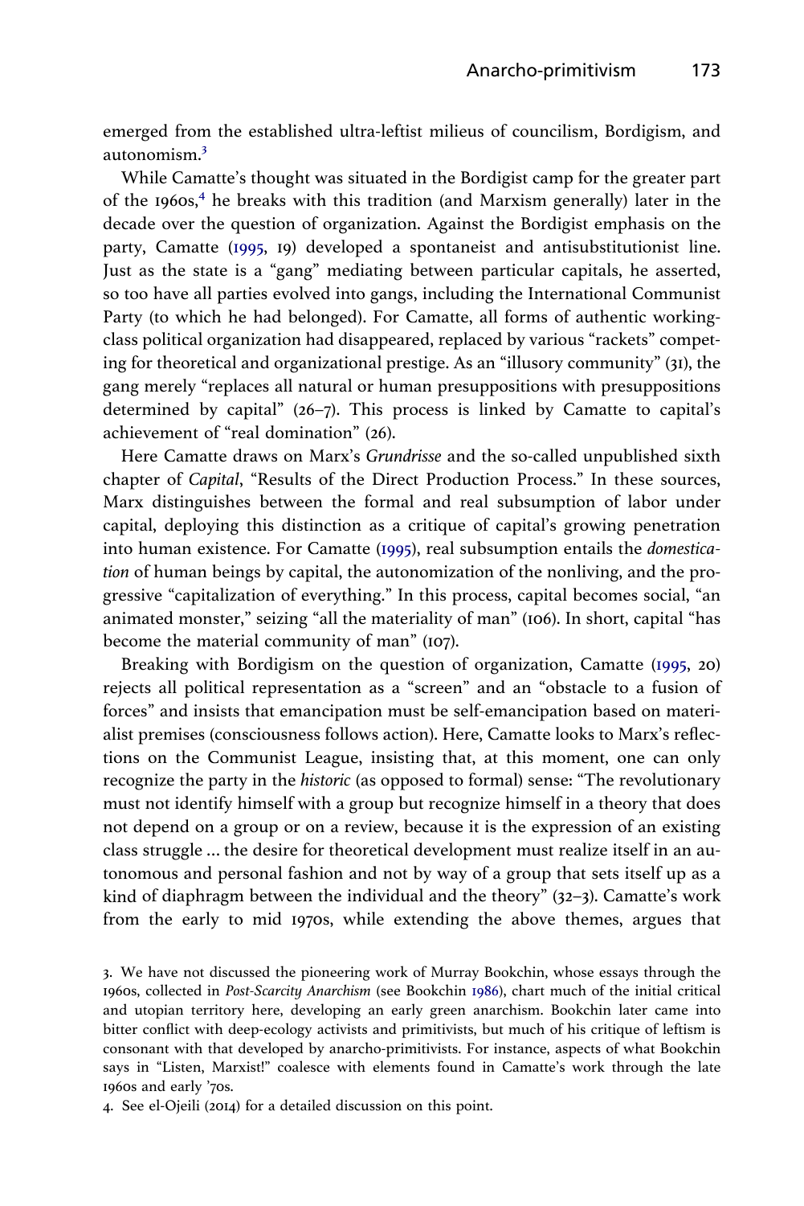emerged from the established ultra-leftist milieus of councilism, Bordigism, and autonomism.[3]

While Camatte's thought was situated in the Bordigist camp for the greater part of the 1960s,[4] he breaks with this tradition (and Marxism generally) later in the decade over the question of organization. Against the Bordigist emphasis on the party, Camatte (1995, 19) developed a spontaneist and antisubstitutionist line. Just as the state is a "gang" mediating between particular capitals, he asserted, so too have all parties evolved into gangs, including the International Communist Party (to which he had belonged). For Camatte, all forms of authentic working-class political organization had disappeared, replaced by various "rackets" competing for theoretical and organizational prestige. As an "illusory community" (31), the gang merely "replaces all natural or human presuppositions with presuppositions determined by capital" (26–7). This process is linked by Camatte to capital's achievement of "real domination" (26).

Here Camatte draws on Marx's *Grundrisse* and the so-called unpublished sixth chapter of *Capital*, "Results of the Direct Production Process." In these sources, Marx distinguishes between the formal and real subsumption of labor under capital, deploying this distinction as a critique of capital's growing penetration into human existence. For Camatte (1995), real subsumption entails the *domestication* of human beings by capital, the autonomization of the nonliving, and the progressive "capitalization of everything." In this process, capital becomes social, "an animated monster," seizing "all the materiality of man" (106). In short, capital "has become the material community of man" (107).

Breaking with Bordigism on the question of organization, Camatte (1995, 20) rejects all political representation as a "screen" and an "obstacle to a fusion of forces" and insists that emancipation must be self-emancipation based on materialist premises (consciousness follows action). Here, Camatte looks to Marx's reflections on the Communist League, insisting that, at this moment, one can only recognize the party in the *historic* (as opposed to formal) sense: "The revolutionary must not identify himself with a group but recognize himself in a theory that does not depend on a group or on a review, because it is the expression of an existing class struggle … the desire for theoretical development must realize itself in an autonomous and personal fashion and not by way of a group that sets itself up as a kind of diaphragm between the individual and the theory" (32–3). Camatte's work from the early to mid 1970s, while extending the above themes, argues that

3. We have not discussed the pioneering work of Murray Bookchin, whose essays through the 1960s, collected in *Post-Scarcity Anarchism* (see Bookchin 1986), chart much of the initial critical and utopian territory here, developing an early green anarchism. Bookchin later came into bitter conflict with deep-ecology activists and primitivists, but much of his critique of leftism is consonant with that developed by anarcho-primitivists. For instance, aspects of what Bookchin says in "Listen, Marxist!" coalesce with elements found in Camatte's work through the late 1960s and early '70s.

4. See el-Ojeili (2014) for a detailed discussion on this point.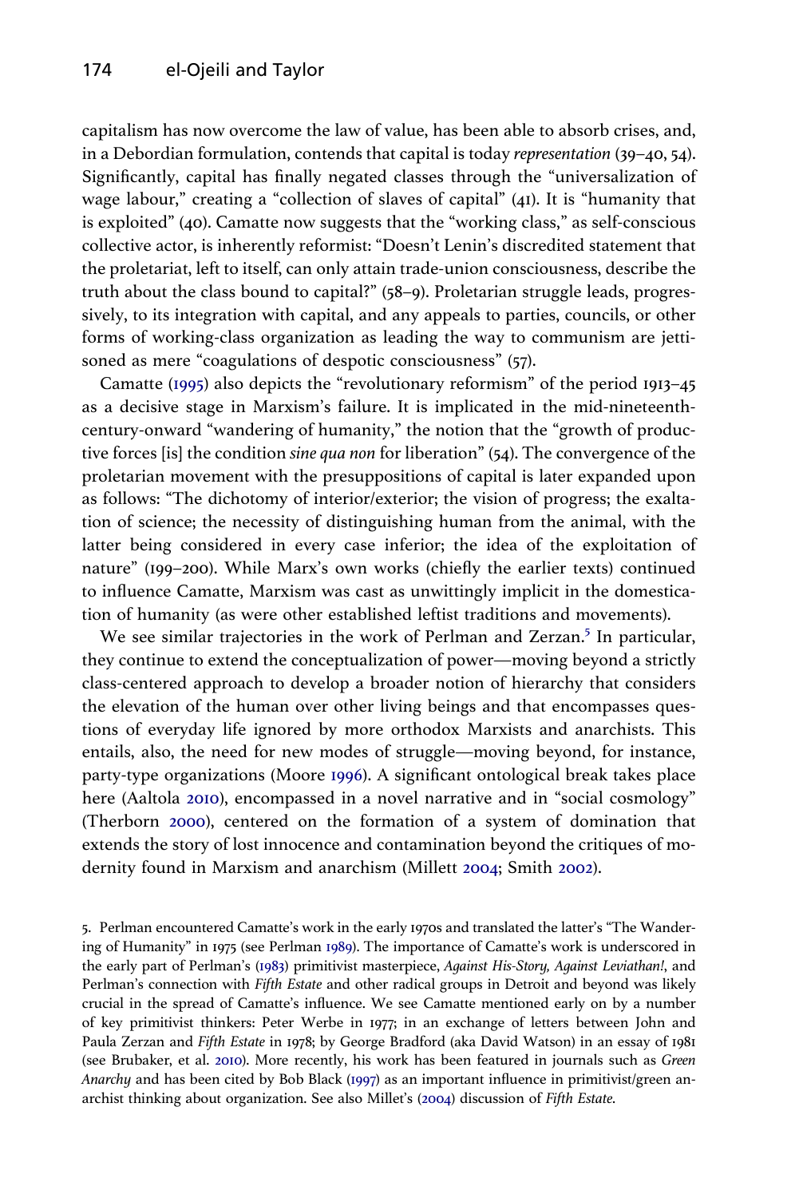capitalism has now overcome the law of value, has been able to absorb crises, and, in a Debordian formulation, contends that capital is today *representation* (39–40, 54). Significantly, capital has finally negated classes through the "universalization of wage labour," creating a "collection of slaves of capital" (41). It is "humanity that is exploited" (40). Camatte now suggests that the "working class," as self-conscious collective actor, is inherently reformist: "Doesn't Lenin's discredited statement that the proletariat, left to itself, can only attain trade-union consciousness, describe the truth about the class bound to capital?" (58–9). Proletarian struggle leads, progressively, to its integration with capital, and any appeals to parties, councils, or other forms of working-class organization as leading the way to communism are jettisoned as mere "coagulations of despotic consciousness" (57).

Camatte (1995) also depicts the "revolutionary reformism" of the period 1913–45 as a decisive stage in Marxism's failure. It is implicated in the mid-nineteenth-century-onward "wandering of humanity," the notion that the "growth of productive forces [is] the condition *sine qua non* for liberation" (54). The convergence of the proletarian movement with the presuppositions of capital is later expanded upon as follows: "The dichotomy of interior/exterior; the vision of progress; the exaltation of science; the necessity of distinguishing human from the animal, with the latter being considered in every case inferior; the idea of the exploitation of nature" (199–200). While Marx's own works (chiefly the earlier texts) continued to influence Camatte, Marxism was cast as unwittingly implicit in the domestication of humanity (as were other established leftist traditions and movements).

We see similar trajectories in the work of Perlman and Zerzan.[5] In particular, they continue to extend the conceptualization of power—moving beyond a strictly class-centered approach to develop a broader notion of hierarchy that considers the elevation of the human over other living beings and that encompasses questions of everyday life ignored by more orthodox Marxists and anarchists. This entails, also, the need for new modes of struggle—moving beyond, for instance, party-type organizations (Moore 1996). A significant ontological break takes place here (Aaltola 2010), encompassed in a novel narrative and in "social cosmology" (Therborn 2000), centered on the formation of a system of domination that extends the story of lost innocence and contamination beyond the critiques of modernity found in Marxism and anarchism (Millett 2004; Smith 2002).

5. Perlman encountered Camatte's work in the early 1970s and translated the latter's "The Wandering of Humanity" in 1975 (see Perlman 1989). The importance of Camatte's work is underscored in the early part of Perlman's (1983) primitivist masterpiece, *Against His-Story, Against Leviathan!*, and Perlman's connection with *Fifth Estate* and other radical groups in Detroit and beyond was likely crucial in the spread of Camatte's influence. We see Camatte mentioned early on by a number of key primitivist thinkers: Peter Werbe in 1977; in an exchange of letters between John and Paula Zerzan and *Fifth Estate* in 1978; by George Bradford (aka David Watson) in an essay of 1981 (see Brubaker, et al. 2010). More recently, his work has been featured in journals such as *Green Anarchy* and has been cited by Bob Black (1997) as an important influence in primitivist/green anarchist thinking about organization. See also Millet's (2004) discussion of *Fifth Estate*.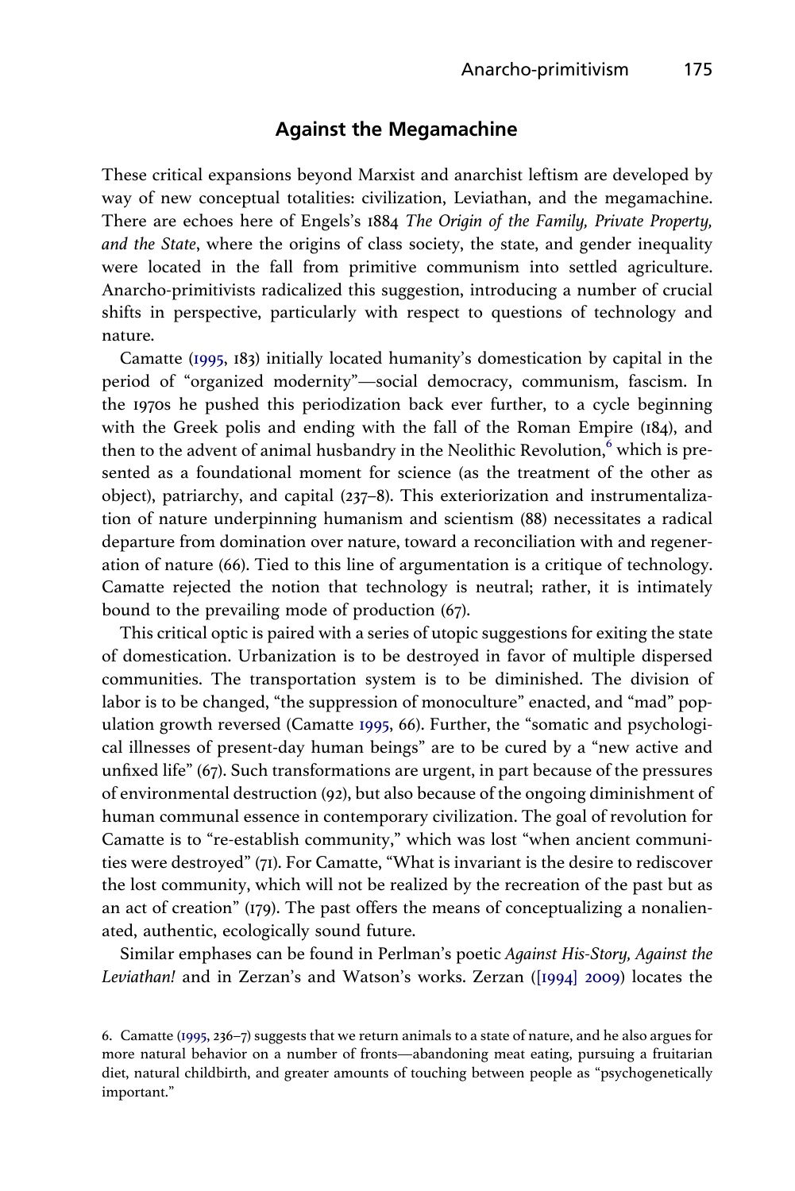## Against the Megamachine

These critical expansions beyond Marxist and anarchist leftism are developed by way of new conceptual totalities: civilization, Leviathan, and the megamachine. There are echoes here of Engels's 1884 *The Origin of the Family, Private Property, and the State*, where the origins of class society, the state, and gender inequality were located in the fall from primitive communism into settled agriculture. Anarcho-primitivists radicalized this suggestion, introducing a number of crucial shifts in perspective, particularly with respect to questions of technology and nature.

Camatte (1995, 183) initially located humanity's domestication by capital in the period of "organized modernity"—social democracy, communism, fascism. In the 1970s he pushed this periodization back ever further, to a cycle beginning with the Greek polis and ending with the fall of the Roman Empire (184), and then to the advent of animal husbandry in the Neolithic Revolution,[6] which is presented as a foundational moment for science (as the treatment of the other as object), patriarchy, and capital (237–8). This exteriorization and instrumentalization of nature underpinning humanism and scientism (88) necessitates a radical departure from domination over nature, toward a reconciliation with and regeneration of nature (66). Tied to this line of argumentation is a critique of technology. Camatte rejected the notion that technology is neutral; rather, it is intimately bound to the prevailing mode of production (67).

This critical optic is paired with a series of utopic suggestions for exiting the state of domestication. Urbanization is to be destroyed in favor of multiple dispersed communities. The transportation system is to be diminished. The division of labor is to be changed, "the suppression of monoculture" enacted, and "mad" population growth reversed (Camatte 1995, 66). Further, the "somatic and psychological illnesses of present-day human beings" are to be cured by a "new active and unfixed life" (67). Such transformations are urgent, in part because of the pressures of environmental destruction (92), but also because of the ongoing diminishment of human communal essence in contemporary civilization. The goal of revolution for Camatte is to "re-establish community," which was lost "when ancient communities were destroyed" (71). For Camatte, "What is invariant is the desire to rediscover the lost community, which will not be realized by the recreation of the past but as an act of creation" (179). The past offers the means of conceptualizing a nonalienated, authentic, ecologically sound future.

Similar emphases can be found in Perlman's poetic *Against His-Story, Against the Leviathan!* and in Zerzan's and Watson's works. Zerzan ([1994] 2009) locates the

6. Camatte (1995, 236–7) suggests that we return animals to a state of nature, and he also argues for more natural behavior on a number of fronts—abandoning meat eating, pursuing a fruitarian diet, natural childbirth, and greater amounts of touching between people as "psychogenetically important."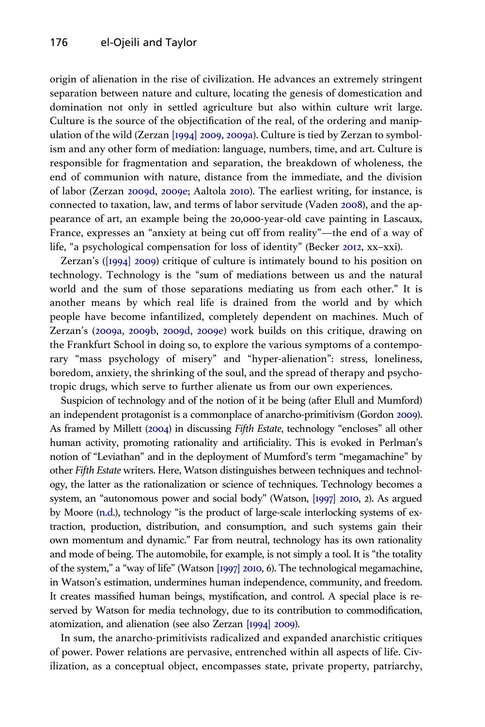origin of alienation in the rise of civilization. He advances an extremely stringent separation between nature and culture, locating the genesis of domestication and domination not only in settled agriculture but also within culture writ large. Culture is the source of the objectification of the real, of the ordering and manipulation of the wild (Zerzan [1994] 2009, 2009a). Culture is tied by Zerzan to symbolism and any other form of mediation: language, numbers, time, and art. Culture is responsible for fragmentation and separation, the breakdown of wholeness, the end of communion with nature, distance from the immediate, and the division of labor (Zerzan 2009d, 2009e; Aaltola 2010). The earliest writing, for instance, is connected to taxation, law, and terms of labor servitude (Vaden 2008), and the appearance of art, an example being the 20,000-year-old cave painting in Lascaux, France, expresses an "anxiety at being cut off from reality"—the end of a way of life, "a psychological compensation for loss of identity" (Becker 2012, xx–xxi).

Zerzan's ([1994] 2009) critique of culture is intimately bound to his position on technology. Technology is the "sum of mediations between us and the natural world and the sum of those separations mediating us from each other." It is another means by which real life is drained from the world and by which people have become infantilized, completely dependent on machines. Much of Zerzan's (2009a, 2009b, 2009d, 2009e) work builds on this critique, drawing on the Frankfurt School in doing so, to explore the various symptoms of a contemporary "mass psychology of misery" and "hyper-alienation": stress, loneliness, boredom, anxiety, the shrinking of the soul, and the spread of therapy and psychotropic drugs, which serve to further alienate us from our own experiences.

Suspicion of technology and of the notion of it be being (after Elull and Mumford) an independent protagonist is a commonplace of anarcho-primitivism (Gordon 2009). As framed by Millett (2004) in discussing *Fifth Estate*, technology "encloses" all other human activity, promoting rationality and artificiality. This is evoked in Perlman's notion of "Leviathan" and in the deployment of Mumford's term "megamachine" by other *Fifth Estate* writers. Here, Watson distinguishes between techniques and technology, the latter as the rationalization or science of techniques. Technology becomes a system, an "autonomous power and social body" (Watson, [1997] 2010, 2). As argued by Moore (n.d.), technology "is the product of large-scale interlocking systems of extraction, production, distribution, and consumption, and such systems gain their own momentum and dynamic." Far from neutral, technology has its own rationality and mode of being. The automobile, for example, is not simply a tool. It is "the totality of the system," a "way of life" (Watson [1997] 2010, 6). The technological megamachine, in Watson's estimation, undermines human independence, community, and freedom. It creates massified human beings, mystification, and control. A special place is reserved by Watson for media technology, due to its contribution to commodification, atomization, and alienation (see also Zerzan [1994] 2009).

In sum, the anarcho-primitivists radicalized and expanded anarchistic critiques of power. Power relations are pervasive, entrenched within all aspects of life. Civilization, as a conceptual object, encompasses state, private property, patriarchy,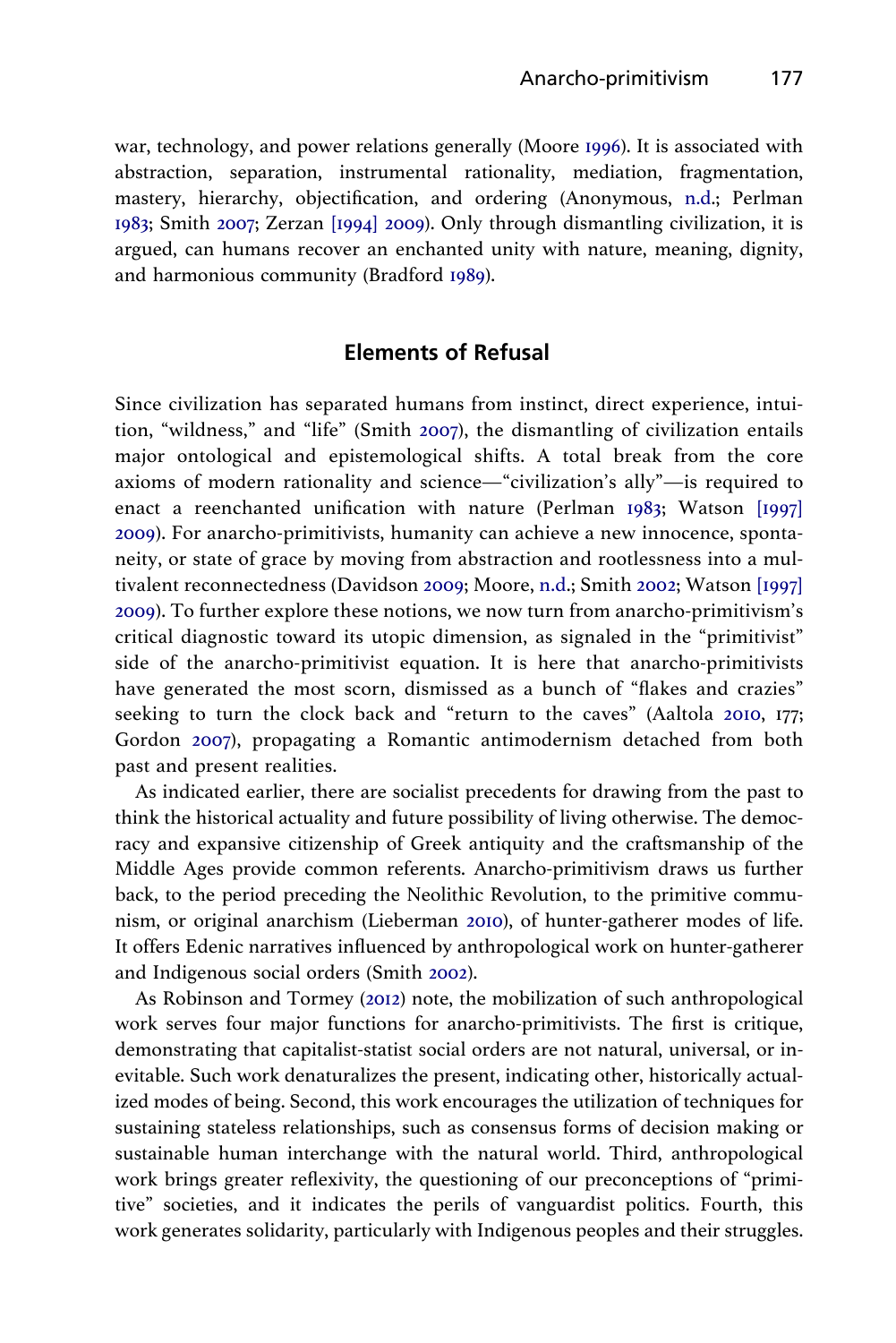war, technology, and power relations generally (Moore 1996). It is associated with abstraction, separation, instrumental rationality, mediation, fragmentation, mastery, hierarchy, objectification, and ordering (Anonymous, n.d.; Perlman 1983; Smith 2007; Zerzan [1994] 2009). Only through dismantling civilization, it is argued, can humans recover an enchanted unity with nature, meaning, dignity, and harmonious community (Bradford 1989).

## Elements of Refusal

Since civilization has separated humans from instinct, direct experience, intuition, "wildness," and "life" (Smith 2007), the dismantling of civilization entails major ontological and epistemological shifts. A total break from the core axioms of modern rationality and science—"civilization's ally"—is required to enact a reenchanted unification with nature (Perlman 1983; Watson [1997] 2009). For anarcho-primitivists, humanity can achieve a new innocence, spontaneity, or state of grace by moving from abstraction and rootlessness into a multivalent reconnectedness (Davidson 2009; Moore, n.d.; Smith 2002; Watson [1997] 2009). To further explore these notions, we now turn from anarcho-primitivism's critical diagnostic toward its utopic dimension, as signaled in the "primitivist" side of the anarcho-primitivist equation. It is here that anarcho-primitivists have generated the most scorn, dismissed as a bunch of "flakes and crazies" seeking to turn the clock back and "return to the caves" (Aaltola 2010, 177; Gordon 2007), propagating a Romantic antimodernism detached from both past and present realities.

As indicated earlier, there are socialist precedents for drawing from the past to think the historical actuality and future possibility of living otherwise. The democracy and expansive citizenship of Greek antiquity and the craftsmanship of the Middle Ages provide common referents. Anarcho-primitivism draws us further back, to the period preceding the Neolithic Revolution, to the primitive communism, or original anarchism (Lieberman 2010), of hunter-gatherer modes of life. It offers Edenic narratives influenced by anthropological work on hunter-gatherer and Indigenous social orders (Smith 2002).

As Robinson and Tormey (2012) note, the mobilization of such anthropological work serves four major functions for anarcho-primitivists. The first is critique, demonstrating that capitalist-statist social orders are not natural, universal, or inevitable. Such work denaturalizes the present, indicating other, historically actualized modes of being. Second, this work encourages the utilization of techniques for sustaining stateless relationships, such as consensus forms of decision making or sustainable human interchange with the natural world. Third, anthropological work brings greater reflexivity, the questioning of our preconceptions of "primitive" societies, and it indicates the perils of vanguardist politics. Fourth, this work generates solidarity, particularly with Indigenous peoples and their struggles.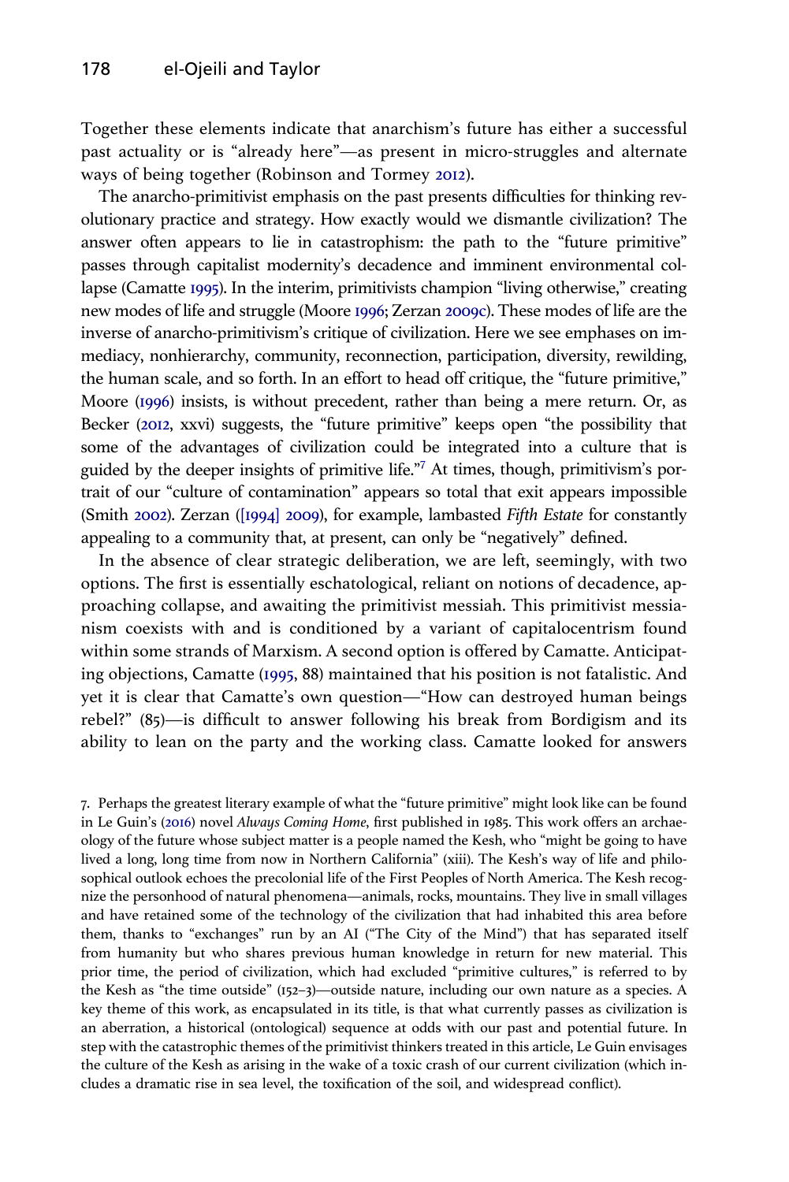Together these elements indicate that anarchism's future has either a successful past actuality or is "already here"—as present in micro-struggles and alternate ways of being together (Robinson and Tormey 2012).

The anarcho-primitivist emphasis on the past presents difficulties for thinking revolutionary practice and strategy. How exactly would we dismantle civilization? The answer often appears to lie in catastrophism: the path to the "future primitive" passes through capitalist modernity's decadence and imminent environmental collapse (Camatte 1995). In the interim, primitivists champion "living otherwise," creating new modes of life and struggle (Moore 1996; Zerzan 2009c). These modes of life are the inverse of anarcho-primitivism's critique of civilization. Here we see emphases on immediacy, nonhierarchy, community, reconnection, participation, diversity, rewilding, the human scale, and so forth. In an effort to head off critique, the "future primitive," Moore (1996) insists, is without precedent, rather than being a mere return. Or, as Becker (2012, xxvi) suggests, the "future primitive" keeps open "the possibility that some of the advantages of civilization could be integrated into a culture that is guided by the deeper insights of primitive life."[7] At times, though, primitivism's portrait of our "culture of contamination" appears so total that exit appears impossible (Smith 2002). Zerzan ([1994] 2009), for example, lambasted *Fifth Estate* for constantly appealing to a community that, at present, can only be "negatively" defined.

In the absence of clear strategic deliberation, we are left, seemingly, with two options. The first is essentially eschatological, reliant on notions of decadence, approaching collapse, and awaiting the primitivist messiah. This primitivist messianism coexists with and is conditioned by a variant of capitalocentrism found within some strands of Marxism. A second option is offered by Camatte. Anticipating objections, Camatte (1995, 88) maintained that his position is not fatalistic. And yet it is clear that Camatte's own question—"How can destroyed human beings rebel?" (85)—is difficult to answer following his break from Bordigism and its ability to lean on the party and the working class. Camatte looked for answers

7. Perhaps the greatest literary example of what the "future primitive" might look like can be found in Le Guin's (2016) novel *Always Coming Home*, first published in 1985. This work offers an archaeology of the future whose subject matter is a people named the Kesh, who "might be going to have lived a long, long time from now in Northern California" (xiii). The Kesh's way of life and philosophical outlook echoes the precolonial life of the First Peoples of North America. The Kesh recognize the personhood of natural phenomena—animals, rocks, mountains. They live in small villages and have retained some of the technology of the civilization that had inhabited this area before them, thanks to "exchanges" run by an AI ("The City of the Mind") that has separated itself from humanity but who shares previous human knowledge in return for new material. This prior time, the period of civilization, which had excluded "primitive cultures," is referred to by the Kesh as "the time outside" (152–3)—outside nature, including our own nature as a species. A key theme of this work, as encapsulated in its title, is that what currently passes as civilization is an aberration, a historical (ontological) sequence at odds with our past and potential future. In step with the catastrophic themes of the primitivist thinkers treated in this article, Le Guin envisages the culture of the Kesh as arising in the wake of a toxic crash of our current civilization (which includes a dramatic rise in sea level, the toxification of the soil, and widespread conflict).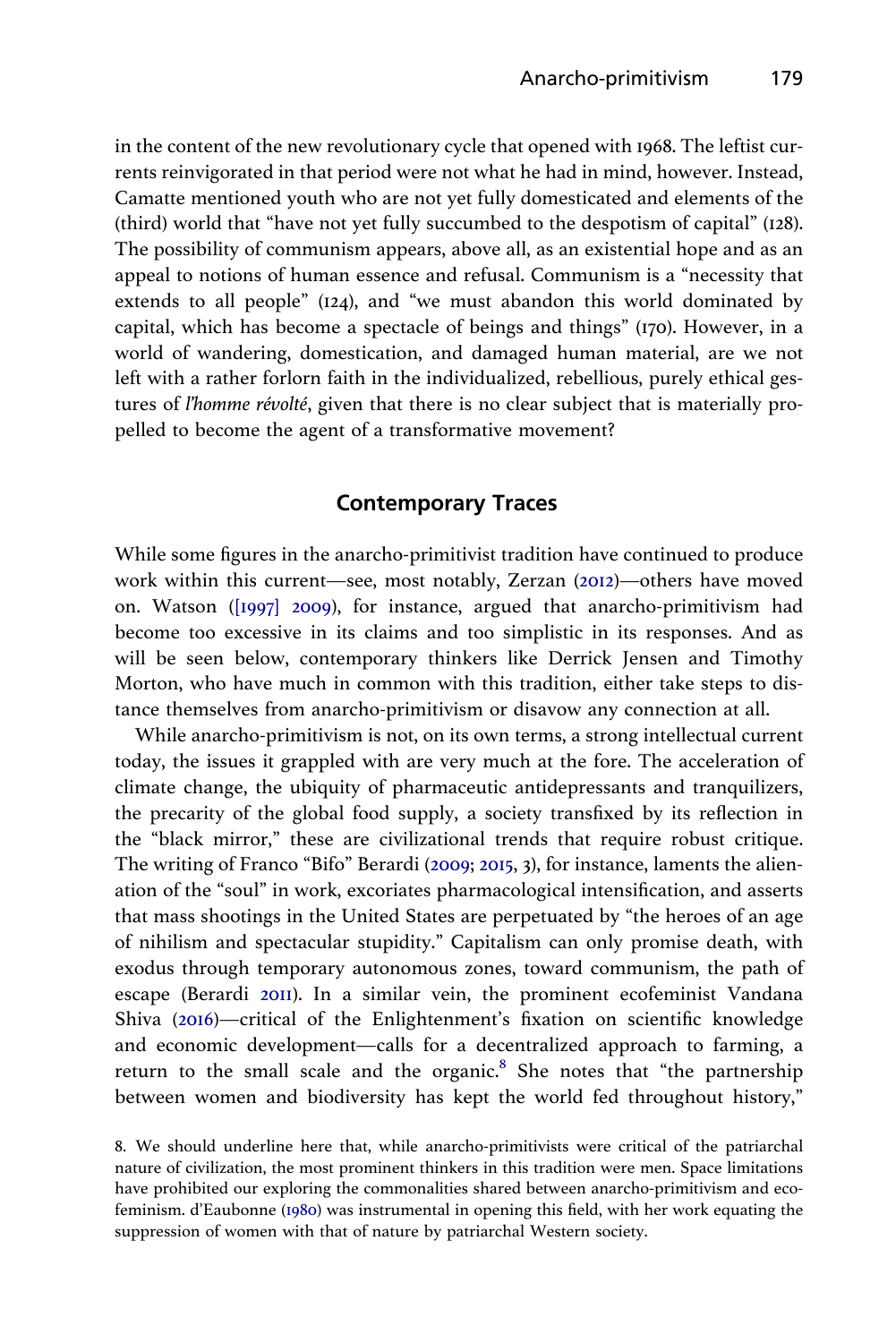in the content of the new revolutionary cycle that opened with 1968. The leftist currents reinvigorated in that period were not what he had in mind, however. Instead, Camatte mentioned youth who are not yet fully domesticated and elements of the (third) world that "have not yet fully succumbed to the despotism of capital" (128). The possibility of communism appears, above all, as an existential hope and as an appeal to notions of human essence and refusal. Communism is a "necessity that extends to all people" (124), and "we must abandon this world dominated by capital, which has become a spectacle of beings and things" (170). However, in a world of wandering, domestication, and damaged human material, are we not left with a rather forlorn faith in the individualized, rebellious, purely ethical gestures of *l'homme révolté*, given that there is no clear subject that is materially propelled to become the agent of a transformative movement?

## Contemporary Traces

While some figures in the anarcho-primitivist tradition have continued to produce work within this current—see, most notably, Zerzan (2012)—others have moved on. Watson ([1997] 2009), for instance, argued that anarcho-primitivism had become too excessive in its claims and too simplistic in its responses. And as will be seen below, contemporary thinkers like Derrick Jensen and Timothy Morton, who have much in common with this tradition, either take steps to distance themselves from anarcho-primitivism or disavow any connection at all.

While anarcho-primitivism is not, on its own terms, a strong intellectual current today, the issues it grappled with are very much at the fore. The acceleration of climate change, the ubiquity of pharmaceutic antidepressants and tranquilizers, the precarity of the global food supply, a society transfixed by its reflection in the "black mirror," these are civilizational trends that require robust critique. The writing of Franco "Bifo" Berardi (2009; 2015, 3), for instance, laments the alienation of the "soul" in work, excoriates pharmacological intensification, and asserts that mass shootings in the United States are perpetuated by "the heroes of an age of nihilism and spectacular stupidity." Capitalism can only promise death, with exodus through temporary autonomous zones, toward communism, the path of escape (Berardi 2011). In a similar vein, the prominent ecofeminist Vandana Shiva (2016)—critical of the Enlightenment's fixation on scientific knowledge and economic development—calls for a decentralized approach to farming, a return to the small scale and the organic.[8] She notes that "the partnership between women and biodiversity has kept the world fed throughout history,"

8. We should underline here that, while anarcho-primitivists were critical of the patriarchal nature of civilization, the most prominent thinkers in this tradition were men. Space limitations have prohibited our exploring the commonalities shared between anarcho-primitivism and ecofeminism. d'Eaubonne (1980) was instrumental in opening this field, with her work equating the suppression of women with that of nature by patriarchal Western society.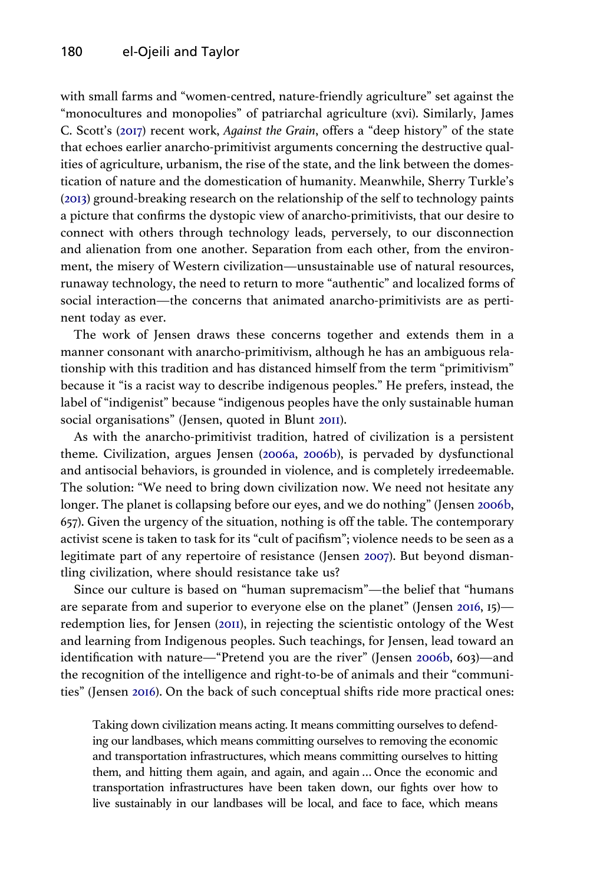with small farms and "women-centred, nature-friendly agriculture" set against the "monocultures and monopolies" of patriarchal agriculture (xvi). Similarly, James C. Scott's (2017) recent work, *Against the Grain*, offers a "deep history" of the state that echoes earlier anarcho-primitivist arguments concerning the destructive qualities of agriculture, urbanism, the rise of the state, and the link between the domestication of nature and the domestication of humanity. Meanwhile, Sherry Turkle's (2013) ground-breaking research on the relationship of the self to technology paints a picture that confirms the dystopic view of anarcho-primitivists, that our desire to connect with others through technology leads, perversely, to our disconnection and alienation from one another. Separation from each other, from the environment, the misery of Western civilization—unsustainable use of natural resources, runaway technology, the need to return to more "authentic" and localized forms of social interaction—the concerns that animated anarcho-primitivists are as pertinent today as ever.

The work of Jensen draws these concerns together and extends them in a manner consonant with anarcho-primitivism, although he has an ambiguous relationship with this tradition and has distanced himself from the term "primitivism" because it "is a racist way to describe indigenous peoples." He prefers, instead, the label of "indigenist" because "indigenous peoples have the only sustainable human social organisations" (Jensen, quoted in Blunt 2011).

As with the anarcho-primitivist tradition, hatred of civilization is a persistent theme. Civilization, argues Jensen (2006a, 2006b), is pervaded by dysfunctional and antisocial behaviors, is grounded in violence, and is completely irredeemable. The solution: "We need to bring down civilization now. We need not hesitate any longer. The planet is collapsing before our eyes, and we do nothing" (Jensen 2006b, 657). Given the urgency of the situation, nothing is off the table. The contemporary activist scene is taken to task for its "cult of pacifism"; violence needs to be seen as a legitimate part of any repertoire of resistance (Jensen 2007). But beyond dismantling civilization, where should resistance take us?

Since our culture is based on "human supremacism"—the belief that "humans are separate from and superior to everyone else on the planet" (Jensen 2016, 15)—redemption lies, for Jensen (2011), in rejecting the scientistic ontology of the West and learning from Indigenous peoples. Such teachings, for Jensen, lead toward an identification with nature—"Pretend you are the river" (Jensen 2006b, 603)—and the recognition of the intelligence and right-to-be of animals and their "communities" (Jensen 2016). On the back of such conceptual shifts ride more practical ones:

> Taking down civilization means acting. It means committing ourselves to defending our landbases, which means committing ourselves to removing the economic and transportation infrastructures, which means committing ourselves to hitting them, and hitting them again, and again, and again ... Once the economic and transportation infrastructures have been taken down, our fights over how to live sustainably in our landbases will be local, and face to face, which means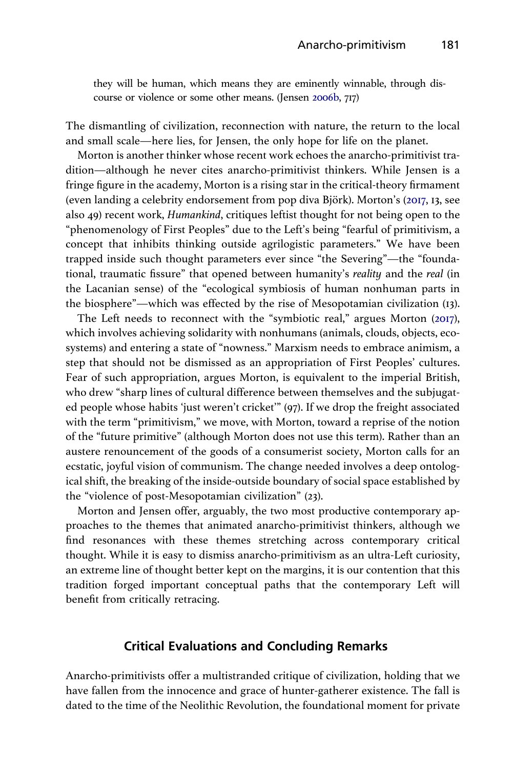they will be human, which means they are eminently winnable, through discourse or violence or some other means. (Jensen 2006b, 717)

The dismantling of civilization, reconnection with nature, the return to the local and small scale—here lies, for Jensen, the only hope for life on the planet.

Morton is another thinker whose recent work echoes the anarcho-primitivist tradition—although he never cites anarcho-primitivist thinkers. While Jensen is a fringe figure in the academy, Morton is a rising star in the critical-theory firmament (even landing a celebrity endorsement from pop diva Björk). Morton's (2017, 13, see also 49) recent work, *Humankind*, critiques leftist thought for not being open to the "phenomenology of First Peoples" due to the Left's being "fearful of primitivism, a concept that inhibits thinking outside agrilogistic parameters." We have been trapped inside such thought parameters ever since "the Severing"—the "foundational, traumatic fissure" that opened between humanity's *reality* and the *real* (in the Lacanian sense) of the "ecological symbiosis of human nonhuman parts in the biosphere"—which was effected by the rise of Mesopotamian civilization (13).

The Left needs to reconnect with the "symbiotic real," argues Morton (2017), which involves achieving solidarity with nonhumans (animals, clouds, objects, ecosystems) and entering a state of "nowness." Marxism needs to embrace animism, a step that should not be dismissed as an appropriation of First Peoples' cultures. Fear of such appropriation, argues Morton, is equivalent to the imperial British, who drew "sharp lines of cultural difference between themselves and the subjugated people whose habits 'just weren't cricket'" (97). If we drop the freight associated with the term "primitivism," we move, with Morton, toward a reprise of the notion of the "future primitive" (although Morton does not use this term). Rather than an austere renouncement of the goods of a consumerist society, Morton calls for an ecstatic, joyful vision of communism. The change needed involves a deep ontological shift, the breaking of the inside-outside boundary of social space established by the "violence of post-Mesopotamian civilization" (23).

Morton and Jensen offer, arguably, the two most productive contemporary approaches to the themes that animated anarcho-primitivist thinkers, although we find resonances with these themes stretching across contemporary critical thought. While it is easy to dismiss anarcho-primitivism as an ultra-Left curiosity, an extreme line of thought better kept on the margins, it is our contention that this tradition forged important conceptual paths that the contemporary Left will benefit from critically retracing.

## Critical Evaluations and Concluding Remarks

Anarcho-primitivists offer a multistranded critique of civilization, holding that we have fallen from the innocence and grace of hunter-gatherer existence. The fall is dated to the time of the Neolithic Revolution, the foundational moment for private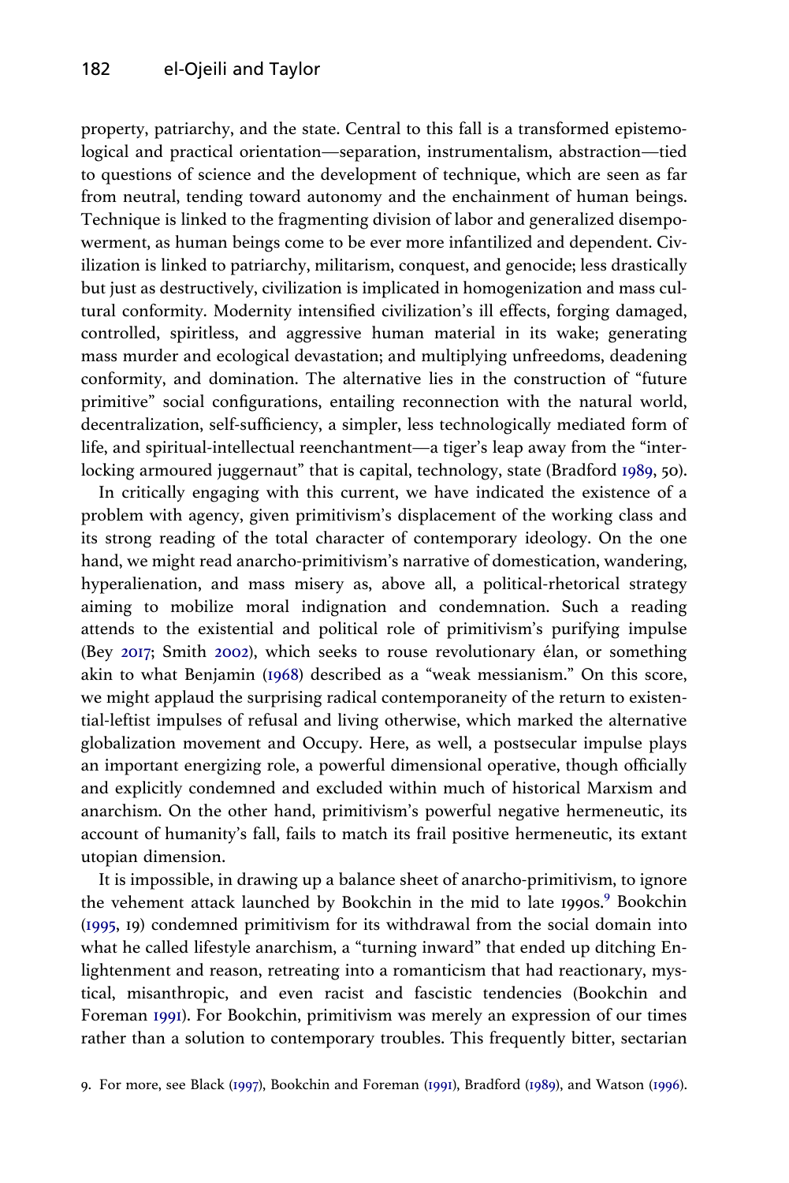property, patriarchy, and the state. Central to this fall is a transformed epistemological and practical orientation—separation, instrumentalism, abstraction—tied to questions of science and the development of technique, which are seen as far from neutral, tending toward autonomy and the enchainment of human beings. Technique is linked to the fragmenting division of labor and generalized disempowerment, as human beings come to be ever more infantilized and dependent. Civilization is linked to patriarchy, militarism, conquest, and genocide; less drastically but just as destructively, civilization is implicated in homogenization and mass cultural conformity. Modernity intensified civilization's ill effects, forging damaged, controlled, spiritless, and aggressive human material in its wake; generating mass murder and ecological devastation; and multiplying unfreedoms, deadening conformity, and domination. The alternative lies in the construction of "future primitive" social configurations, entailing reconnection with the natural world, decentralization, self-sufficiency, a simpler, less technologically mediated form of life, and spiritual-intellectual reenchantment—a tiger's leap away from the "interlocking armoured juggernaut" that is capital, technology, state (Bradford 1989, 50).

In critically engaging with this current, we have indicated the existence of a problem with agency, given primitivism's displacement of the working class and its strong reading of the total character of contemporary ideology. On the one hand, we might read anarcho-primitivism's narrative of domestication, wandering, hyperalienation, and mass misery as, above all, a political-rhetorical strategy aiming to mobilize moral indignation and condemnation. Such a reading attends to the existential and political role of primitivism's purifying impulse (Bey 2017; Smith 2002), which seeks to rouse revolutionary élan, or something akin to what Benjamin (1968) described as a "weak messianism." On this score, we might applaud the surprising radical contemporaneity of the return to existential-leftist impulses of refusal and living otherwise, which marked the alternative globalization movement and Occupy. Here, as well, a postsecular impulse plays an important energizing role, a powerful dimensional operative, though officially and explicitly condemned and excluded within much of historical Marxism and anarchism. On the other hand, primitivism's powerful negative hermeneutic, its account of humanity's fall, fails to match its frail positive hermeneutic, its extant utopian dimension.

It is impossible, in drawing up a balance sheet of anarcho-primitivism, to ignore the vehement attack launched by Bookchin in the mid to late 1990s.[9] Bookchin (1995, 19) condemned primitivism for its withdrawal from the social domain into what he called lifestyle anarchism, a "turning inward" that ended up ditching Enlightenment and reason, retreating into a romanticism that had reactionary, mystical, misanthropic, and even racist and fascistic tendencies (Bookchin and Foreman 1991). For Bookchin, primitivism was merely an expression of our times rather than a solution to contemporary troubles. This frequently bitter, sectarian

9. For more, see Black (1997), Bookchin and Foreman (1991), Bradford (1989), and Watson (1996).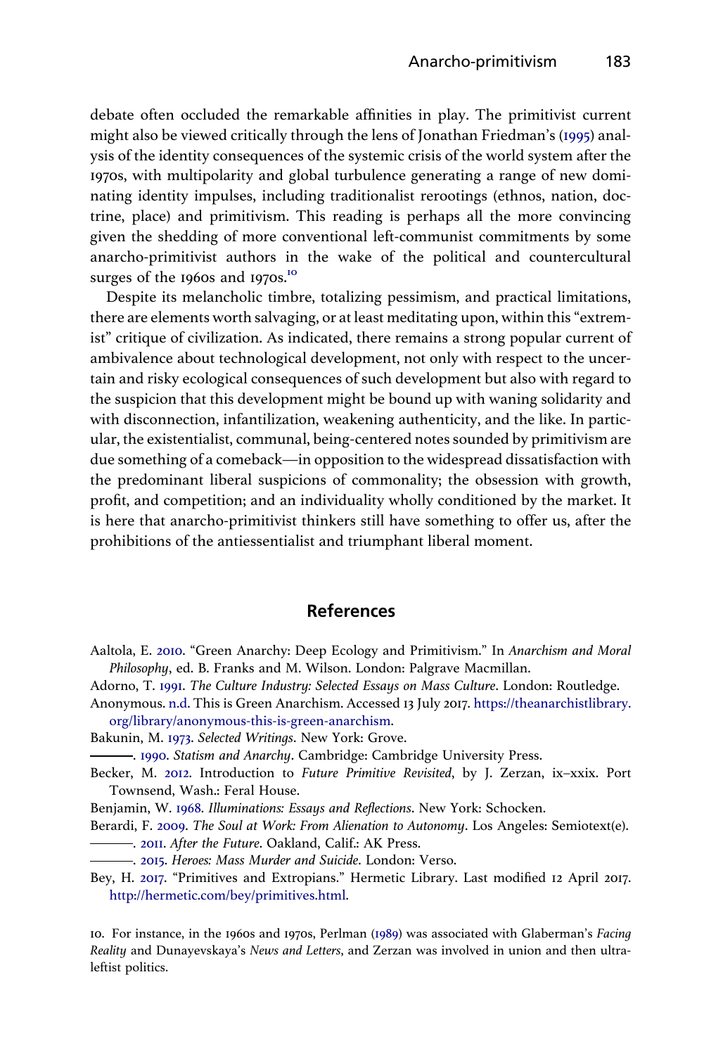debate often occluded the remarkable affinities in play. The primitivist current might also be viewed critically through the lens of Jonathan Friedman's (1995) analysis of the identity consequences of the systemic crisis of the world system after the 1970s, with multipolarity and global turbulence generating a range of new dominating identity impulses, including traditionalist rerootings (ethnos, nation, doctrine, place) and primitivism. This reading is perhaps all the more convincing given the shedding of more conventional left-communist commitments by some anarcho-primitivist authors in the wake of the political and countercultural surges of the 1960s and 1970s.[10]

Despite its melancholic timbre, totalizing pessimism, and practical limitations, there are elements worth salvaging, or at least meditating upon, within this "extremist" critique of civilization. As indicated, there remains a strong popular current of ambivalence about technological development, not only with respect to the uncertain and risky ecological consequences of such development but also with regard to the suspicion that this development might be bound up with waning solidarity and with disconnection, infantilization, weakening authenticity, and the like. In particular, the existentialist, communal, being-centered notes sounded by primitivism are due something of a comeback—in opposition to the widespread dissatisfaction with the predominant liberal suspicions of commonality; the obsession with growth, profit, and competition; and an individuality wholly conditioned by the market. It is here that anarcho-primitivist thinkers still have something to offer us, after the prohibitions of the antiessentialist and triumphant liberal moment.

## References

Aaltola, E. 2010. "Green Anarchy: Deep Ecology and Primitivism." In *Anarchism and Moral Philosophy*, ed. B. Franks and M. Wilson. London: Palgrave Macmillan.

Adorno, T. 1991. *The Culture Industry: Selected Essays on Mass Culture*. London: Routledge.

Anonymous. n.d. This is Green Anarchism. Accessed 13 July 2017. https://theanarchistlibrary.org/library/anonymous-this-is-green-anarchism.

Bakunin, M. 1973. *Selected Writings*. New York: Grove.

———. 1990. *Statism and Anarchy*. Cambridge: Cambridge University Press.

Becker, M. 2012. Introduction to *Future Primitive Revisited*, by J. Zerzan, ix–xxix. Port Townsend, Wash.: Feral House.

Benjamin, W. 1968. *Illuminations: Essays and Reflections*. New York: Schocken.

Berardi, F. 2009. *The Soul at Work: From Alienation to Autonomy*. Los Angeles: Semiotext(e).

———. 2011. *After the Future*. Oakland, Calif.: AK Press.

———. 2015. *Heroes: Mass Murder and Suicide*. London: Verso.

Bey, H. 2017. "Primitives and Extropians." Hermetic Library. Last modified 12 April 2017. http://hermetic.com/bey/primitives.html.

10. For instance, in the 1960s and 1970s, Perlman (1989) was associated with Glaberman's *Facing Reality* and Dunayevskaya's *News and Letters*, and Zerzan was involved in union and then ultraleftist politics.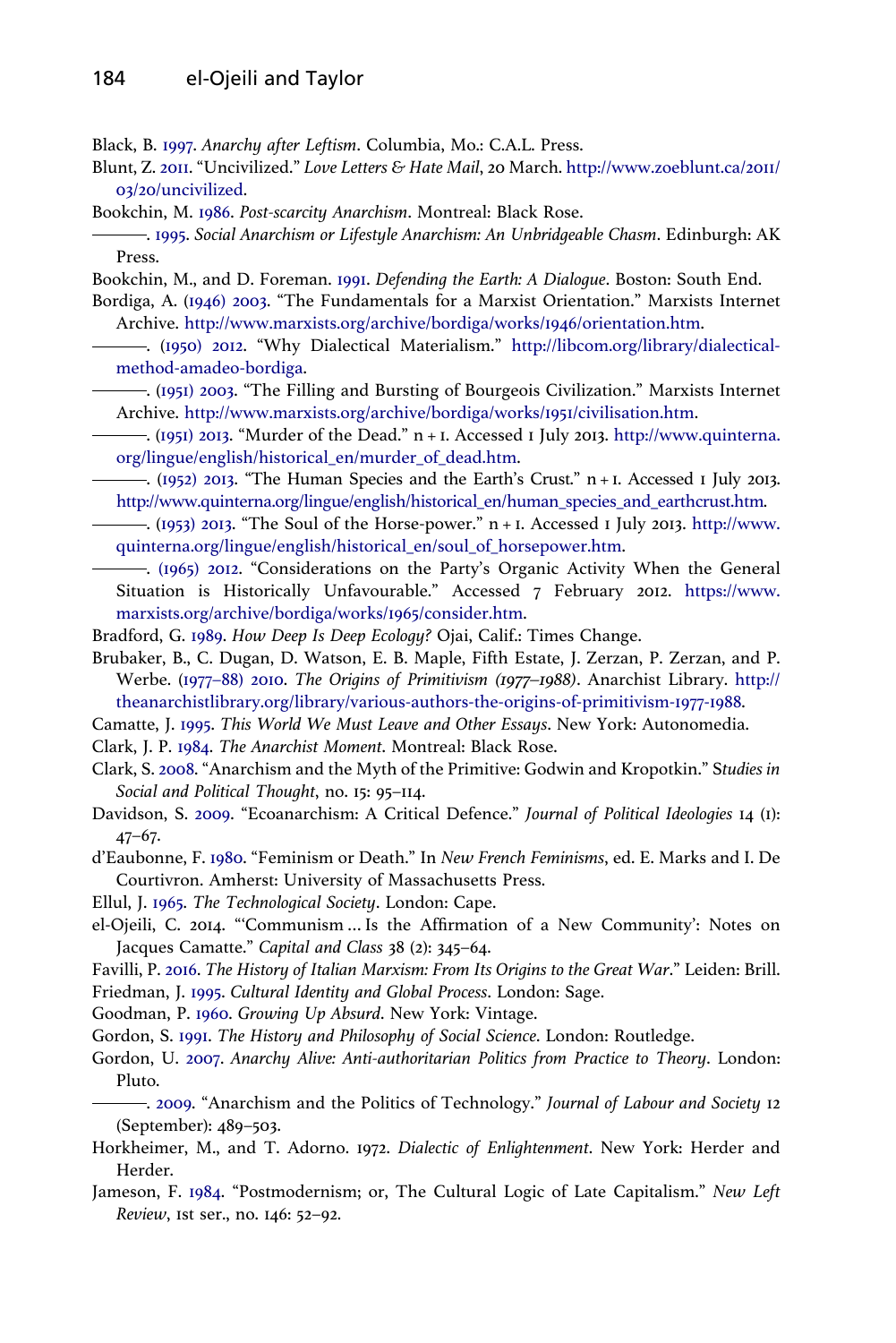Black, B. 1997. *Anarchy after Leftism*. Columbia, Mo.: C.A.L. Press.

Blunt, Z. 2011. "Uncivilized." *Love Letters & Hate Mail*, 20 March. http://www.zoeblunt.ca/2011/03/20/uncivilized.

Bookchin, M. 1986. *Post-scarcity Anarchism*. Montreal: Black Rose.

———. 1995. *Social Anarchism or Lifestyle Anarchism: An Unbridgeable Chasm*. Edinburgh: AK Press.

Bookchin, M., and D. Foreman. 1991. *Defending the Earth: A Dialogue*. Boston: South End.

Bordiga, A. (1946) 2003. "The Fundamentals for a Marxist Orientation." Marxists Internet Archive. http://www.marxists.org/archive/bordiga/works/1946/orientation.htm.

———. (1950) 2012. "Why Dialectical Materialism." http://libcom.org/library/dialectical-method-amadeo-bordiga.

———. (1951) 2003. "The Filling and Bursting of Bourgeois Civilization." Marxists Internet Archive. http://www.marxists.org/archive/bordiga/works/1951/civilisation.htm.

———. (1951) 2013. "Murder of the Dead." n + 1. Accessed 1 July 2013. http://www.quinterna.org/lingue/english/historical_en/murder_of_dead.htm.

———. (1952) 2013. "The Human Species and the Earth's Crust." n + 1. Accessed 1 July 2013. http://www.quinterna.org/lingue/english/historical_en/human_species_and_earthcrust.htm.

———. (1953) 2013. "The Soul of the Horse-power." n + 1. Accessed 1 July 2013. http://www.quinterna.org/lingue/english/historical_en/soul_of_horsepower.htm.

———. (1965) 2012. "Considerations on the Party's Organic Activity When the General Situation is Historically Unfavourable." Accessed 7 February 2012. https://www.marxists.org/archive/bordiga/works/1965/consider.htm.

Bradford, G. 1989. *How Deep Is Deep Ecology?* Ojai, Calif.: Times Change.

Brubaker, B., C. Dugan, D. Watson, E. B. Maple, Fifth Estate, J. Zerzan, P. Zerzan, and P. Werbe. (1977–88) 2010. *The Origins of Primitivism (1977–1988)*. Anarchist Library. http://theanarchistlibrary.org/library/various-authors-the-origins-of-primitivism-1977-1988.

Camatte, J. 1995. *This World We Must Leave and Other Essays*. New York: Autonomedia.

Clark, J. P. 1984. *The Anarchist Moment*. Montreal: Black Rose.

Clark, S. 2008. "Anarchism and the Myth of the Primitive: Godwin and Kropotkin." *Studies in Social and Political Thought*, no. 15: 95–114.

Davidson, S. 2009. "Ecoanarchism: A Critical Defence." *Journal of Political Ideologies* 14 (1): 47–67.

d'Eaubonne, F. 1980. "Feminism or Death." In *New French Feminisms*, ed. E. Marks and I. De Courtivron. Amherst: University of Massachusetts Press.

Ellul, J. 1965. *The Technological Society*. London: Cape.

el-Ojeili, C. 2014. "'Communism ... Is the Affirmation of a New Community': Notes on Jacques Camatte." *Capital and Class* 38 (2): 345–64.

Favilli, P. 2016. *The History of Italian Marxism: From Its Origins to the Great War*." Leiden: Brill.

Friedman, J. 1995. *Cultural Identity and Global Process*. London: Sage.

Goodman, P. 1960. *Growing Up Absurd*. New York: Vintage.

Gordon, S. 1991. *The History and Philosophy of Social Science*. London: Routledge.

Gordon, U. 2007. *Anarchy Alive: Anti-authoritarian Politics from Practice to Theory*. London: Pluto.

———. 2009. "Anarchism and the Politics of Technology." *Journal of Labour and Society* 12 (September): 489–503.

Horkheimer, M., and T. Adorno. 1972. *Dialectic of Enlightenment*. New York: Herder and Herder.

Jameson, F. 1984. "Postmodernism; or, The Cultural Logic of Late Capitalism." *New Left Review*, 1st ser., no. 146: 52–92.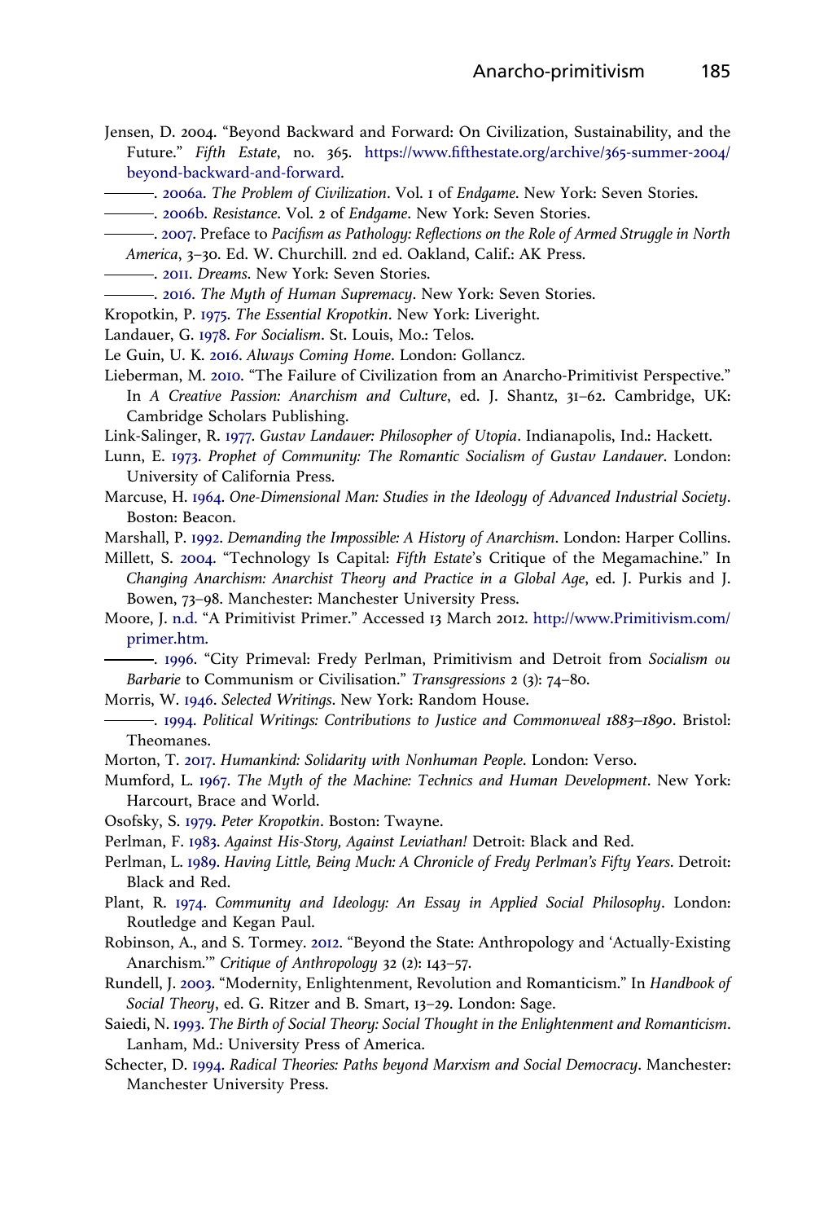Jensen, D. 2004. "Beyond Backward and Forward: On Civilization, Sustainability, and the Future." *Fifth Estate*, no. 365. https://www.fifthestate.org/archive/365-summer-2004/beyond-backward-and-forward.

———. 2006a. *The Problem of Civilization*. Vol. 1 of *Endgame*. New York: Seven Stories.

———. 2006b. *Resistance*. Vol. 2 of *Endgame*. New York: Seven Stories.

———. 2007. Preface to *Pacifism as Pathology: Reflections on the Role of Armed Struggle in North America*, 3–30. Ed. W. Churchill. 2nd ed. Oakland, Calif.: AK Press.

———. 2011. *Dreams*. New York: Seven Stories.

———. 2016. *The Myth of Human Supremacy*. New York: Seven Stories.

Kropotkin, P. 1975. *The Essential Kropotkin*. New York: Liveright.

Landauer, G. 1978. *For Socialism*. St. Louis, Mo.: Telos.

Le Guin, U. K. 2016. *Always Coming Home*. London: Gollancz.

Lieberman, M. 2010. "The Failure of Civilization from an Anarcho-Primitivist Perspective." In *A Creative Passion: Anarchism and Culture*, ed. J. Shantz, 31–62. Cambridge, UK: Cambridge Scholars Publishing.

Link-Salinger, R. 1977. *Gustav Landauer: Philosopher of Utopia*. Indianapolis, Ind.: Hackett.

Lunn, E. 1973. *Prophet of Community: The Romantic Socialism of Gustav Landauer*. London: University of California Press.

Marcuse, H. 1964. *One-Dimensional Man: Studies in the Ideology of Advanced Industrial Society*. Boston: Beacon.

Marshall, P. 1992. *Demanding the Impossible: A History of Anarchism*. London: Harper Collins.

Millett, S. 2004. "Technology Is Capital: *Fifth Estate*'s Critique of the Megamachine." In *Changing Anarchism: Anarchist Theory and Practice in a Global Age*, ed. J. Purkis and J. Bowen, 73–98. Manchester: Manchester University Press.

Moore, J. n.d. "A Primitivist Primer." Accessed 13 March 2012. http://www.Primitivism.com/primer.htm.

———. 1996. "City Primeval: Fredy Perlman, Primitivism and Detroit from *Socialism ou Barbarie* to Communism or Civilisation." *Transgressions* 2 (3): 74–80.

Morris, W. 1946. *Selected Writings*. New York: Random House.

———. 1994. *Political Writings: Contributions to Justice and Commonweal 1883–1890*. Bristol: Theomanes.

Morton, T. 2017. *Humankind: Solidarity with Nonhuman People*. London: Verso.

Mumford, L. 1967. *The Myth of the Machine: Technics and Human Development*. New York: Harcourt, Brace and World.

Osofsky, S. 1979. *Peter Kropotkin*. Boston: Twayne.

Perlman, F. 1983. *Against His-Story, Against Leviathan!* Detroit: Black and Red.

Perlman, L. 1989. *Having Little, Being Much: A Chronicle of Fredy Perlman's Fifty Years*. Detroit: Black and Red.

Plant, R. 1974. *Community and Ideology: An Essay in Applied Social Philosophy*. London: Routledge and Kegan Paul.

Robinson, A., and S. Tormey. 2012. "Beyond the State: Anthropology and 'Actually-Existing Anarchism.'" *Critique of Anthropology* 32 (2): 143–57.

Rundell, J. 2003. "Modernity, Enlightenment, Revolution and Romanticism." In *Handbook of Social Theory*, ed. G. Ritzer and B. Smart, 13–29. London: Sage.

Saiedi, N. 1993. *The Birth of Social Theory: Social Thought in the Enlightenment and Romanticism*. Lanham, Md.: University Press of America.

Schecter, D. 1994. *Radical Theories: Paths beyond Marxism and Social Democracy*. Manchester: Manchester University Press.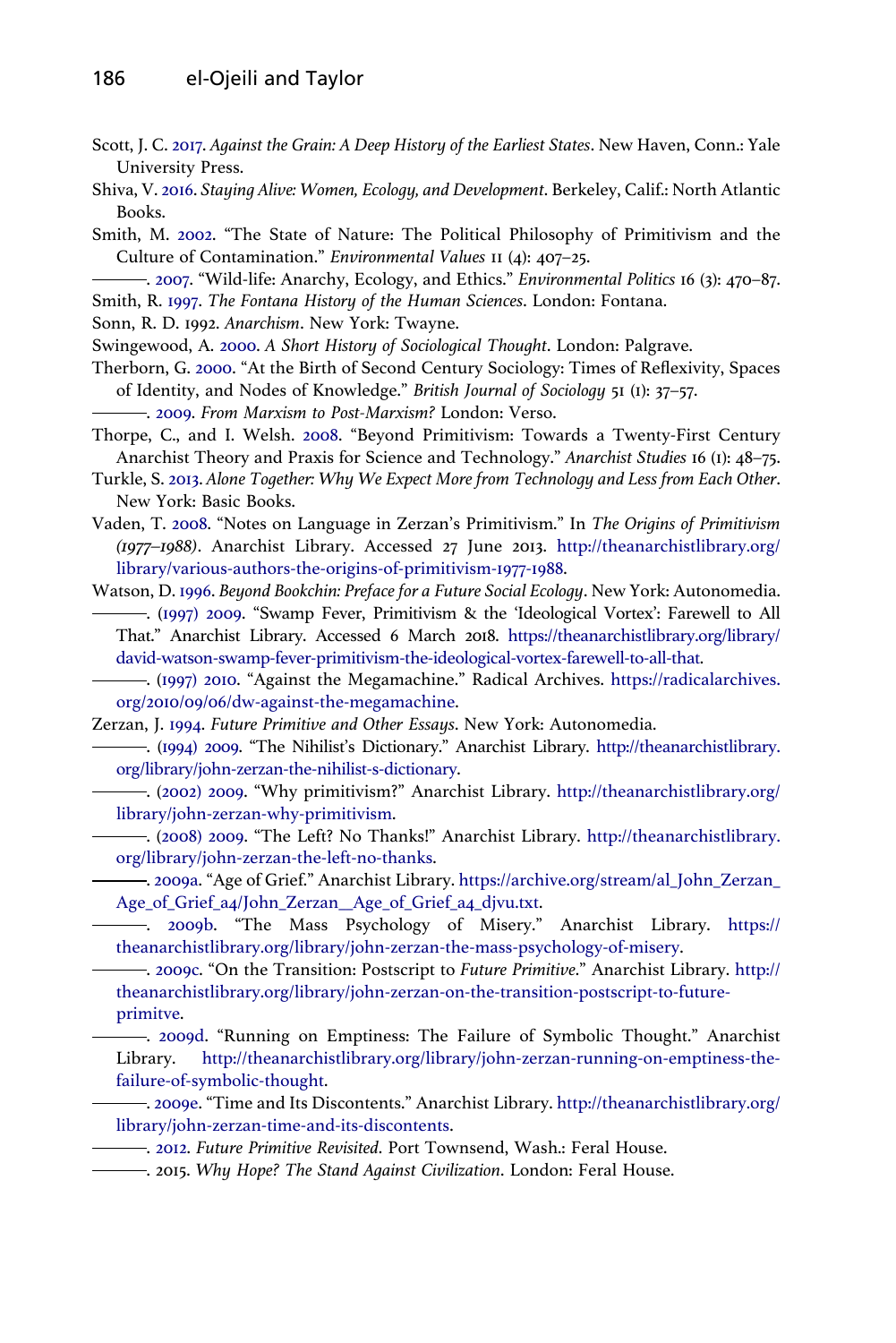Scott, J. C. 2017. *Against the Grain: A Deep History of the Earliest States*. New Haven, Conn.: Yale University Press.

Shiva, V. 2016. *Staying Alive: Women, Ecology, and Development*. Berkeley, Calif.: North Atlantic Books.

Smith, M. 2002. "The State of Nature: The Political Philosophy of Primitivism and the Culture of Contamination." *Environmental Values* 11 (4): 407–25.

———. 2007. "Wild-life: Anarchy, Ecology, and Ethics." *Environmental Politics* 16 (3): 470–87.

Smith, R. 1997. *The Fontana History of the Human Sciences*. London: Fontana.

Sonn, R. D. 1992. *Anarchism*. New York: Twayne.

Swingewood, A. 2000. *A Short History of Sociological Thought*. London: Palgrave.

Therborn, G. 2000. "At the Birth of Second Century Sociology: Times of Reflexivity, Spaces of Identity, and Nodes of Knowledge." *British Journal of Sociology* 51 (1): 37–57.

———. 2009. *From Marxism to Post-Marxism?* London: Verso.

Thorpe, C., and I. Welsh. 2008. "Beyond Primitivism: Towards a Twenty-First Century Anarchist Theory and Praxis for Science and Technology." *Anarchist Studies* 16 (1): 48–75.

Turkle, S. 2013. *Alone Together: Why We Expect More from Technology and Less from Each Other*. New York: Basic Books.

Vaden, T. 2008. "Notes on Language in Zerzan's Primitivism." In *The Origins of Primitivism (1977–1988)*. Anarchist Library. Accessed 27 June 2013. http://theanarchistlibrary.org/library/various-authors-the-origins-of-primitivism-1977-1988.

Watson, D. 1996. *Beyond Bookchin: Preface for a Future Social Ecology*. New York: Autonomedia.

———. (1997) 2009. "Swamp Fever, Primitivism & the 'Ideological Vortex': Farewell to All That." Anarchist Library. Accessed 6 March 2018. https://theanarchistlibrary.org/library/david-watson-swamp-fever-primitivism-the-ideological-vortex-farewell-to-all-that.

———. (1997) 2010. "Against the Megamachine." Radical Archives. https://radicalarchives.org/2010/09/06/dw-against-the-megamachine.

Zerzan, J. 1994. *Future Primitive and Other Essays*. New York: Autonomedia.

———. (1994) 2009. "The Nihilist's Dictionary." Anarchist Library. http://theanarchistlibrary.org/library/john-zerzan-the-nihilist-s-dictionary.

———. (2002) 2009. "Why primitivism?" Anarchist Library. http://theanarchistlibrary.org/library/john-zerzan-why-primitivism.

———. (2008) 2009. "The Left? No Thanks!" Anarchist Library. http://theanarchistlibrary.org/library/john-zerzan-the-left-no-thanks.

———. 2009a. "Age of Grief." Anarchist Library. https://archive.org/stream/al_John_Zerzan_Age_of_Grief_a4/John_Zerzan__Age_of_Grief_a4_djvu.txt.

———. 2009b. "The Mass Psychology of Misery." Anarchist Library. https://theanarchistlibrary.org/library/john-zerzan-the-mass-psychology-of-misery.

———. 2009c. "On the Transition: Postscript to *Future Primitive*." Anarchist Library. http://theanarchistlibrary.org/library/john-zerzan-on-the-transition-postscript-to-future-primitve.

———. 2009d. "Running on Emptiness: The Failure of Symbolic Thought." Anarchist Library. http://theanarchistlibrary.org/library/john-zerzan-running-on-emptiness-the-failure-of-symbolic-thought.

———. 2009e. "Time and Its Discontents." Anarchist Library. http://theanarchistlibrary.org/library/john-zerzan-time-and-its-discontents.

———. 2012. *Future Primitive Revisited*. Port Townsend, Wash.: Feral House.

———. 2015. *Why Hope? The Stand Against Civilization*. London: Feral House.